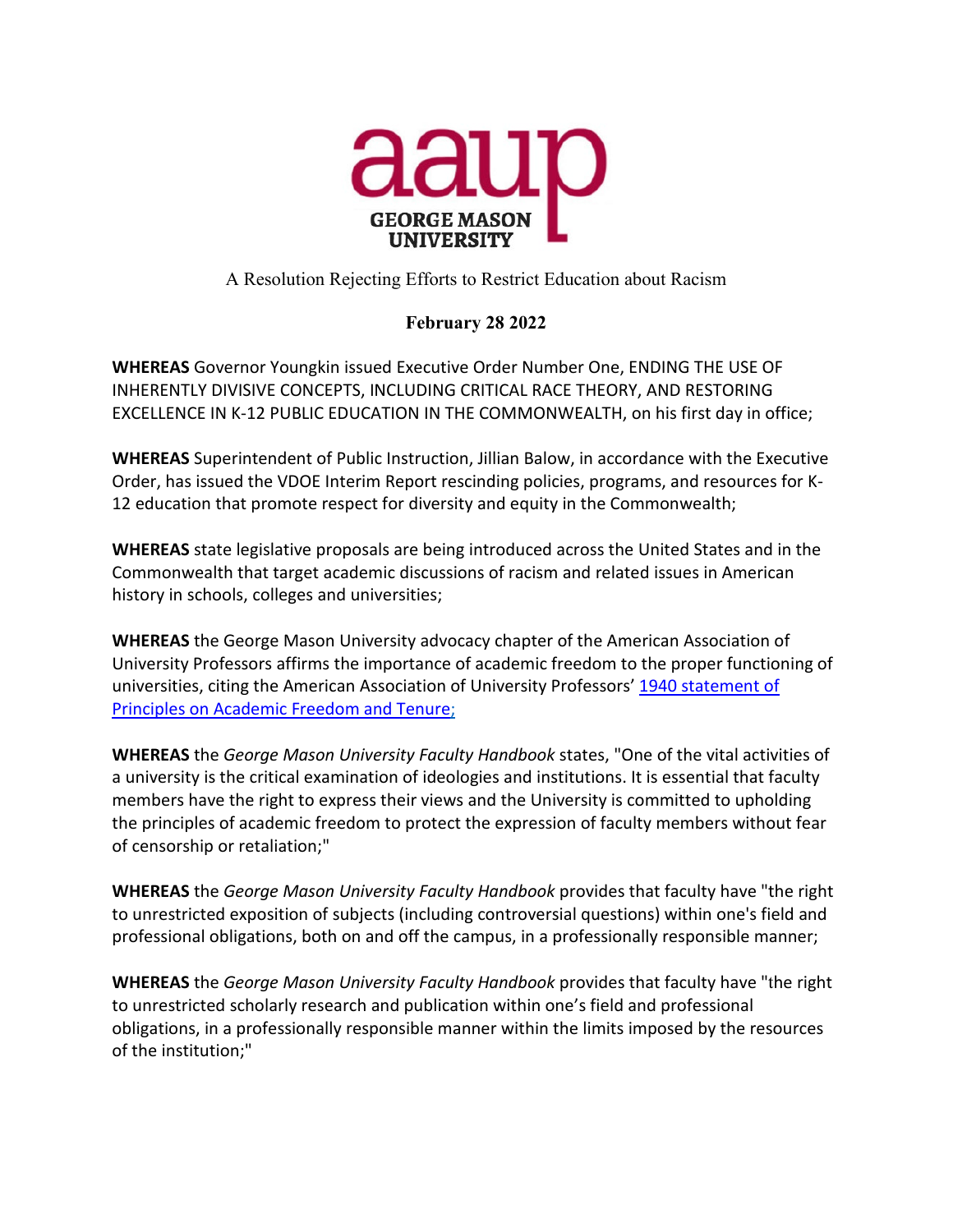aaup
GEORGE MASON UNIVERSITY

A Resolution Rejecting Efforts to Restrict Education about Racism

**February 28 2022**

**WHEREAS** Governor Youngkin issued Executive Order Number One, ENDING THE USE OF INHERENTLY DIVISIVE CONCEPTS, INCLUDING CRITICAL RACE THEORY, AND RESTORING EXCELLENCE IN K-12 PUBLIC EDUCATION IN THE COMMONWEALTH, on his first day in office;

**WHEREAS** Superintendent of Public Instruction, Jillian Balow, in accordance with the Executive Order, has issued the VDOE Interim Report rescinding policies, programs, and resources for K-12 education that promote respect for diversity and equity in the Commonwealth;

**WHEREAS** state legislative proposals are being introduced across the United States and in the Commonwealth that target academic discussions of racism and related issues in American history in schools, colleges and universities;

**WHEREAS** the George Mason University advocacy chapter of the American Association of University Professors affirms the importance of academic freedom to the proper functioning of universities, citing the American Association of University Professors' 1940 statement of Principles on Academic Freedom and Tenure;

**WHEREAS** the *George Mason University Faculty Handbook* states, "One of the vital activities of a university is the critical examination of ideologies and institutions. It is essential that faculty members have the right to express their views and the University is committed to upholding the principles of academic freedom to protect the expression of faculty members without fear of censorship or retaliation;"

**WHEREAS** the *George Mason University Faculty Handbook* provides that faculty have "the right to unrestricted exposition of subjects (including controversial questions) within one's field and professional obligations, both on and off the campus, in a professionally responsible manner;

**WHEREAS** the *George Mason University Faculty Handbook* provides that faculty have "the right to unrestricted scholarly research and publication within one's field and professional obligations, in a professionally responsible manner within the limits imposed by the resources of the institution;"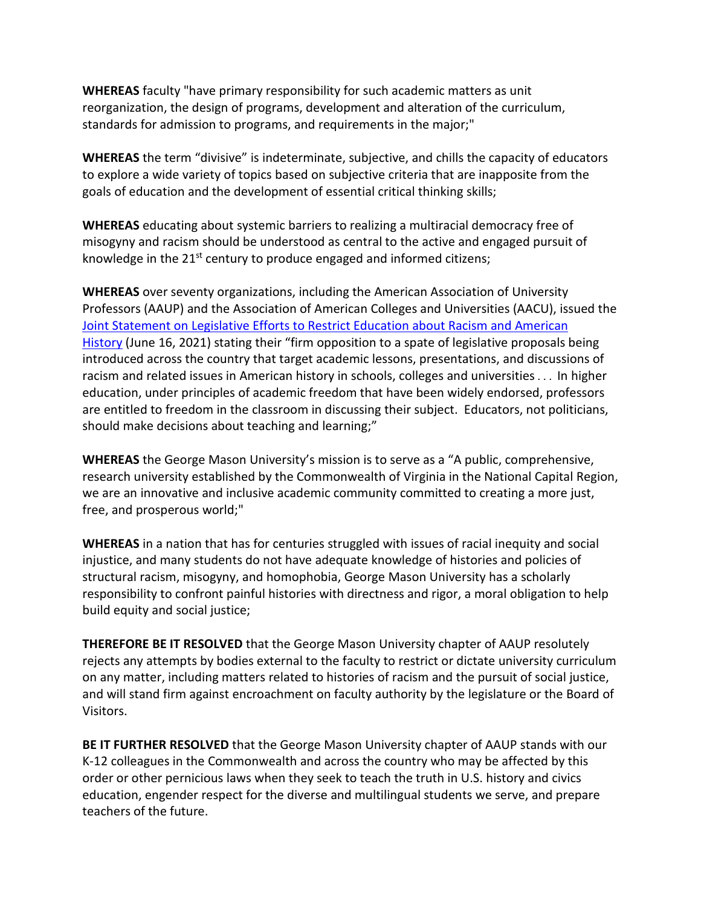**WHEREAS** faculty "have primary responsibility for such academic matters as unit reorganization, the design of programs, development and alteration of the curriculum, standards for admission to programs, and requirements in the major;"

**WHEREAS** the term "divisive" is indeterminate, subjective, and chills the capacity of educators to explore a wide variety of topics based on subjective criteria that are inapposite from the goals of education and the development of essential critical thinking skills;

**WHEREAS** educating about systemic barriers to realizing a multiracial democracy free of misogyny and racism should be understood as central to the active and engaged pursuit of knowledge in the 21st century to produce engaged and informed citizens;

**WHEREAS** over seventy organizations, including the American Association of University Professors (AAUP) and the Association of American Colleges and Universities (AACU), issued the Joint Statement on Legislative Efforts to Restrict Education about Racism and American History (June 16, 2021) stating their "firm opposition to a spate of legislative proposals being introduced across the country that target academic lessons, presentations, and discussions of racism and related issues in American history in schools, colleges and universities . . . In higher education, under principles of academic freedom that have been widely endorsed, professors are entitled to freedom in the classroom in discussing their subject. Educators, not politicians, should make decisions about teaching and learning;"

**WHEREAS** the George Mason University's mission is to serve as a "A public, comprehensive, research university established by the Commonwealth of Virginia in the National Capital Region, we are an innovative and inclusive academic community committed to creating a more just, free, and prosperous world;"

**WHEREAS** in a nation that has for centuries struggled with issues of racial inequity and social injustice, and many students do not have adequate knowledge of histories and policies of structural racism, misogyny, and homophobia, George Mason University has a scholarly responsibility to confront painful histories with directness and rigor, a moral obligation to help build equity and social justice;

**THEREFORE BE IT RESOLVED** that the George Mason University chapter of AAUP resolutely rejects any attempts by bodies external to the faculty to restrict or dictate university curriculum on any matter, including matters related to histories of racism and the pursuit of social justice, and will stand firm against encroachment on faculty authority by the legislature or the Board of Visitors.

**BE IT FURTHER RESOLVED** that the George Mason University chapter of AAUP stands with our K-12 colleagues in the Commonwealth and across the country who may be affected by this order or other pernicious laws when they seek to teach the truth in U.S. history and civics education, engender respect for the diverse and multilingual students we serve, and prepare teachers of the future.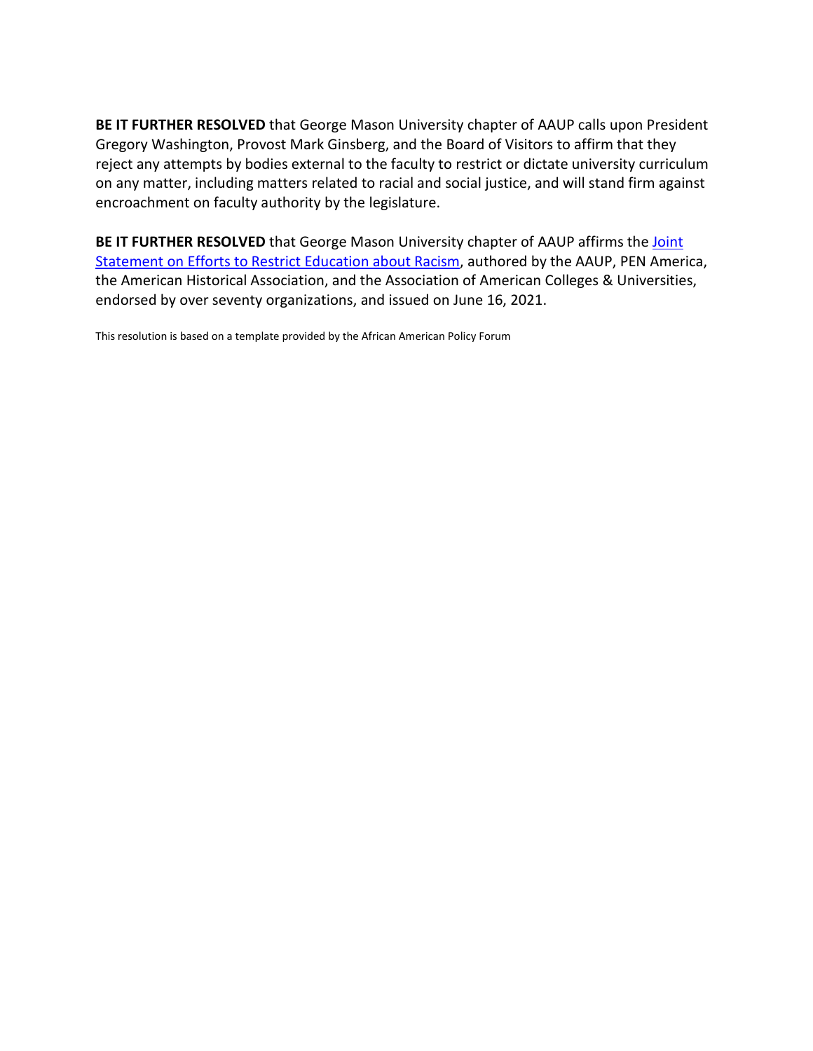**BE IT FURTHER RESOLVED** that George Mason University chapter of AAUP calls upon President Gregory Washington, Provost Mark Ginsberg, and the Board of Visitors to affirm that they reject any attempts by bodies external to the faculty to restrict or dictate university curriculum on any matter, including matters related to racial and social justice, and will stand firm against encroachment on faculty authority by the legislature.

**BE IT FURTHER RESOLVED** that George Mason University chapter of AAUP affirms the Joint Statement on Efforts to Restrict Education about Racism, authored by the AAUP, PEN America, the American Historical Association, and the Association of American Colleges & Universities, endorsed by over seventy organizations, and issued on June 16, 2021.

This resolution is based on a template provided by the African American Policy Forum